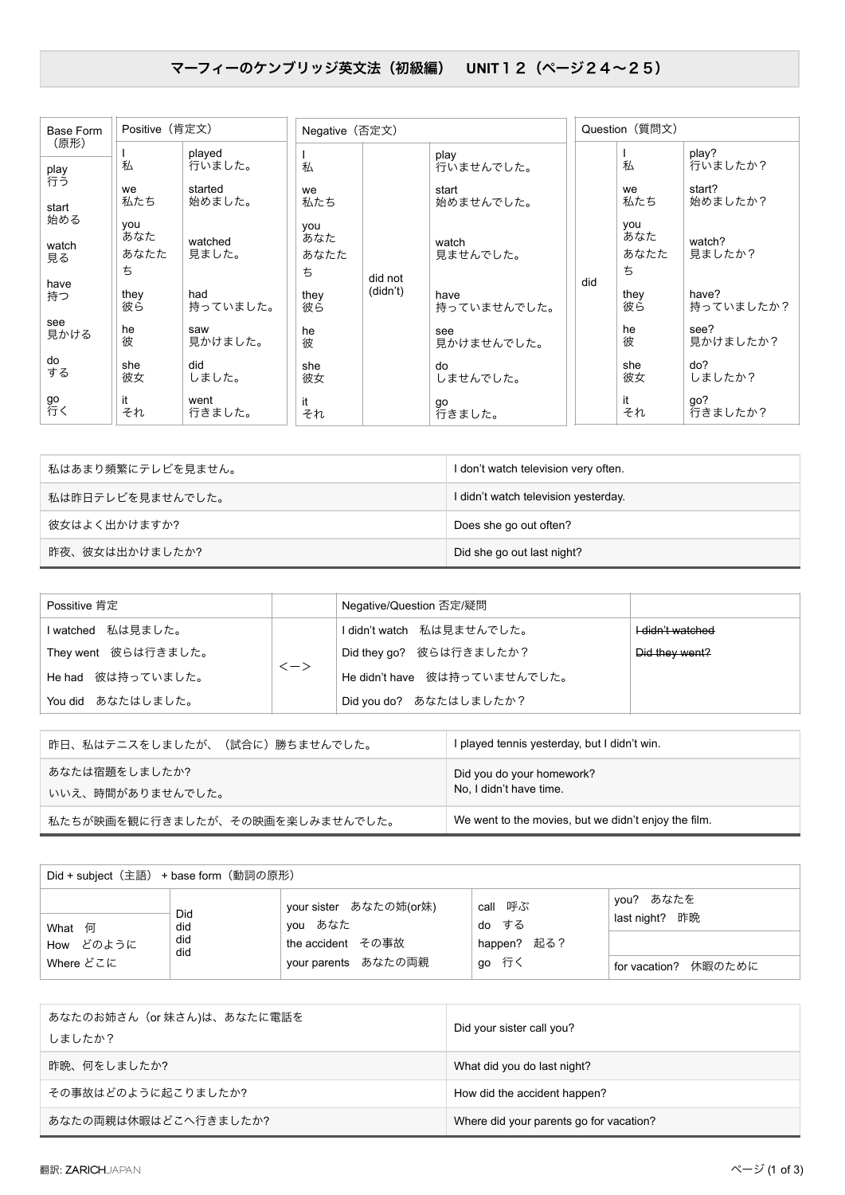# マーフィーのケンブリッジ英文法（初級編）　UNIT１２（ページ２４～２５）

| Base Form（原形） | Positive（肯定文） | | Negative（否定文） | | | Question（質問文） | | |
|---|---|---|---|---|---|---|---|---|
| play 行う | I 私 | played 行いました。 | I 私 | did not (didn't) | play 行いませんでした。 | did | I 私 | play? 行いましたか？ |
| start 始める | we 私たち | started 始めました。 | we 私たち | | start 始めませんでした。 | | we 私たち | start? 始めましたか？ |
| watch 見る | you あなた あなたたち | watched 見ました。 | you あなた あなたたち | | watch 見ませんでした。 | | you あなた あなたたち | watch? 見ましたか？ |
| have 持つ | they 彼ら | had 持っていました。 | they 彼ら | | have 持っていませんでした。 | | they 彼ら | have? 持っていましたか？ |
| see 見かける | he 彼 | saw 見かけました。 | he 彼 | | see 見かけませんでした。 | | he 彼 | see? 見かけましたか？ |
| do する | she 彼女 | did しました。 | she 彼女 | | do しませんでした。 | | she 彼女 | do? しましたか？ |
| go 行く | it それ | went 行きました。 | it それ | | go 行きました。 | | it それ | go? 行きましたか？ |

| | |
|---|---|
| 私はあまり頻繁にテレビを見ません。 | I don't watch television very often. |
| 私は昨日テレビを見ませんでした。 | I didn't watch television yesterday. |
| 彼女はよく出かけますか? | Does she go out often? |
| 昨夜、彼女は出かけましたか? | Did she go out last night? |

| Possitive 肯定 | | Negative/Question 否定/疑問 | |
|---|---|---|---|
| I watched　私は見ました。 | <−> | I didn't watch　私は見ませんでした。 | ~~I didn't watched~~ |
| They went　彼らは行きました。 | | Did they go?　彼らは行きましたか？ | ~~Did they went?~~ |
| He had　彼は持っていました。 | | He didn't have　彼は持っていませんでした。 | |
| You did　あなたはしました。 | | Did you do?　あなたはしましたか？ | |

| | |
|---|---|
| 昨日、私はテニスをしましたが、（試合に）勝ちませんでした。 | I played tennis yesterday, but I didn't win. |
| あなたは宿題をしましたか? いいえ、時間がありませんでした。 | Did you do your homework? No, I didn't have time. |
| 私たちが映画を観に行きましたが、その映画を楽しみませんでした。 | We went to the movies, but we didn't enjoy the film. |

| Did + subject（主語） + base form（動詞の原形） | | | | |
|---|---|---|---|---|
| | Did | your sister　あなたの姉(or妹) | call　呼ぶ | you?　あなたを |
| What　何 | did | you　あなた | do　する | last night?　昨晩 |
| How　どのように | did | the accident　その事故 | happen?　起る？ | |
| Where どこに | did | your parents　あなたの両親 | go　行く | for vacation?　休暇のために |

| | |
|---|---|
| あなたのお姉さん（or 妹さん)は、あなたに電話をしましたか？ | Did your sister call you? |
| 昨晩、何をしましたか? | What did you do last night? |
| その事故はどのように起こりましたか? | How did the accident happen? |
| あなたの両親は休暇はどこへ行きましたか? | Where did your parents go for vacation? |

翻訳: ZARICHJAPAN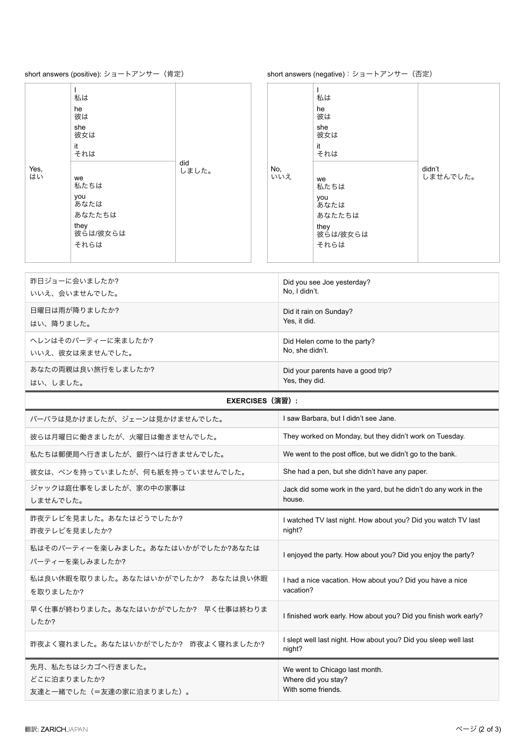short answers (positive): ショートアンサー（肯定）

| | | |
|---|---|---|
| Yes,<br>はい | I<br>私は<br>he<br>彼は<br>she<br>彼女は<br>it<br>それは | did<br>しました。 |
| | we<br>私たちは<br>you<br>あなたは<br>あなたたちは<br>they<br>彼らは/彼女らは<br>それらは | |

short answers (negative)：ショートアンサー（否定）

| | | |
|---|---|---|
| No,<br>いいえ | I<br>私は<br>he<br>彼は<br>she<br>彼女は<br>it<br>それは | didn't<br>しませんでした。 |
| | we<br>私たちは<br>you<br>あなたは<br>あなたたちは<br>they<br>彼らは/彼女らは<br>それらは | |

| | |
|---|---|
| 昨日ジョーに会いましたか?<br>いいえ、会いませんでした。 | Did you see Joe yesterday?<br>No, I didn't. |
| 日曜日は雨が降りましたか?<br>はい、降りました。 | Did it rain on Sunday?<br>Yes, it did. |
| ヘレンはそのパーティーに来ましたか?<br>いいえ、彼女は来ませんでした。 | Did Helen come to the party?<br>No, she didn't. |
| あなたの両親は良い旅行をしましたか?<br>はい、しました。 | Did your parents have a good trip?<br>Yes, they did. |

**EXERCISES（演習）:**

| | |
|---|---|
| バーバラは見かけましたが、ジェーンは見かけませんでした。 | I saw Barbara, but I didn't see Jane. |
| 彼らは月曜日に働きましたが、火曜日は働きませんでした。 | They worked on Monday, but they didn't work on Tuesday. |
| 私たちは郵便局へ行きましたが、銀行へは行きませんでした。 | We went to the post office, but we didn't go to the bank. |
| 彼女は、ペンを持っていましたが、何も紙を持っていませんでした。 | She had a pen, but she didn't have any paper. |
| ジャックは庭仕事をしましたが、家の中の家事はしませんでした。 | Jack did some work in the yard, but he didn't do any work in the house. |
| 昨夜テレビを見ました。あなたはどうでしたか?<br>昨夜テレビを見ましたか? | I watched TV last night. How about you? Did you watch TV last night? |
| 私はそのパーティーを楽しみました。あなたはいかがでしたか?あなたはパーティーを楽しみましたか? | I enjoyed the party. How about you? Did you enjoy the party? |
| 私は良い休暇を取りました。あなたはいかがでしたか?　あなたは良い休暇を取りましたか? | I had a nice vacation. How about you? Did you have a nice vacation? |
| 早く仕事が終わりました。あなたはいかがでしたか?　早く仕事は終わりましたか? | I finished work early. How about you? Did you finish work early? |
| 昨夜よく寝れました。あなたはいかがでしたか?　昨夜よく寝れましたか? | I slept well last night. How about you? Did you sleep well last night? |
| 先月、私たちはシカゴへ行きました。<br>どこに泊まりましたか?<br>友達と一緒でした（=友達の家に泊まりました）。 | We went to Chicago last month.<br>Where did you stay?<br>With some friends. |

翻訳: ZARICHJAPAN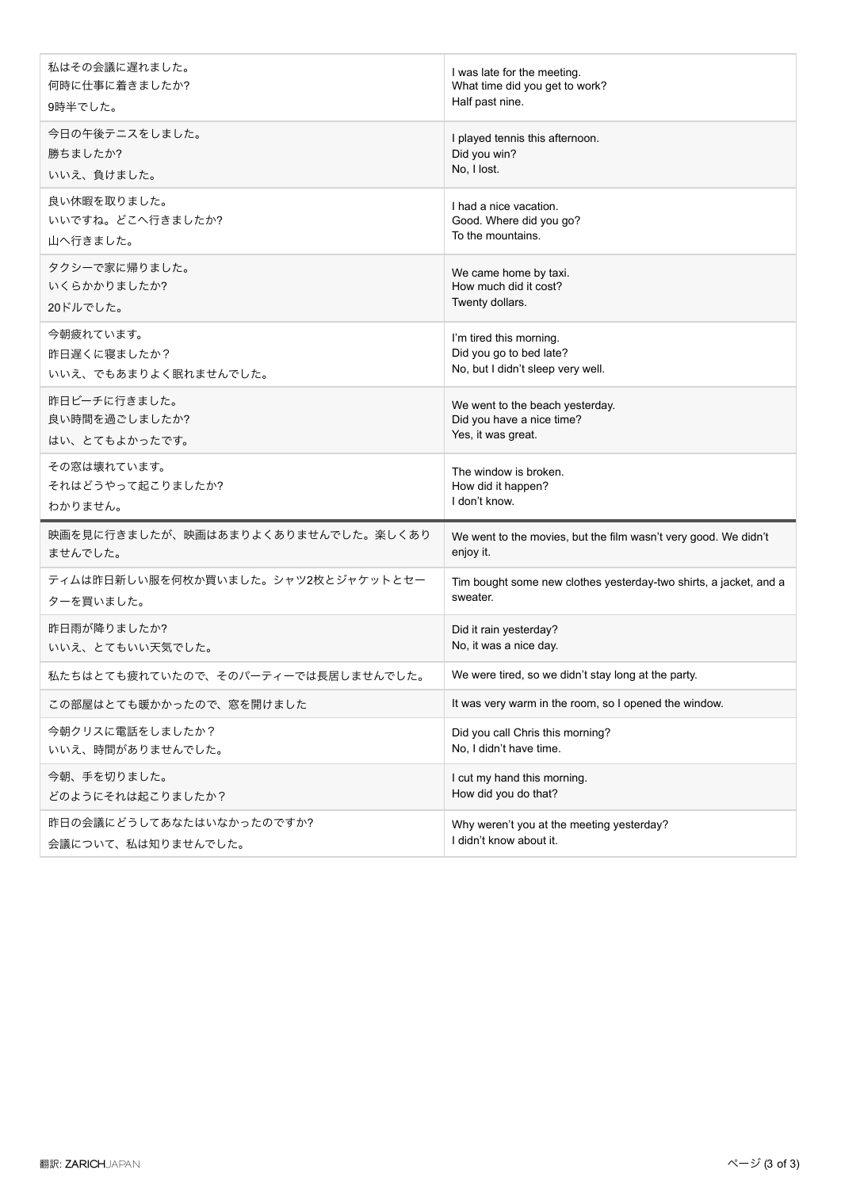| | |
|---|---|
| 私はその会議に遅れました。<br>何時に仕事に着きましたか?<br>9時半でした。 | I was late for the meeting.<br>What time did you get to work?<br>Half past nine. |
| 今日の午後テニスをしました。<br>勝ちましたか?<br>いいえ、負けました。 | I played tennis this afternoon.<br>Did you win?<br>No, I lost. |
| 良い休暇を取りました。<br>いいですね。どこへ行きましたか?<br>山へ行きました。 | I had a nice vacation.<br>Good. Where did you go?<br>To the mountains. |
| タクシーで家に帰りました。<br>いくらかかりましたか?<br>20ドルでした。 | We came home by taxi.<br>How much did it cost?<br>Twenty dollars. |
| 今朝疲れています。<br>昨日遅くに寝ましたか？<br>いいえ、でもあまりよく眠れませんでした。 | I'm tired this morning.<br>Did you go to bed late?<br>No, but I didn't sleep very well. |
| 昨日ビーチに行きました。<br>良い時間を過ごしましたか?<br>はい、とてもよかったです。 | We went to the beach yesterday.<br>Did you have a nice time?<br>Yes, it was great. |
| その窓は壊れています。<br>それはどうやって起こりましたか?<br>わかりません。 | The window is broken.<br>How did it happen?<br>I don't know. |
| 映画を見に行きましたが、映画はあまりよくありませんでした。楽しくありませんでした。 | We went to the movies, but the film wasn't very good. We didn't enjoy it. |
| ティムは昨日新しい服を何枚か買いました。シャツ2枚とジャケットとセーターを買いました。 | Tim bought some new clothes yesterday-two shirts, a jacket, and a sweater. |
| 昨日雨が降りましたか?<br>いいえ、とてもいい天気でした。 | Did it rain yesterday?<br>No, it was a nice day. |
| 私たちはとても疲れていたので、そのパーティーでは長居しませんでした。 | We were tired, so we didn't stay long at the party. |
| この部屋はとても暖かかったので、窓を開けました | It was very warm in the room, so I opened the window. |
| 今朝クリスに電話をしましたか？<br>いいえ、時間がありませんでした。 | Did you call Chris this morning?<br>No, I didn't have time. |
| 今朝、手を切りました。<br>どのようにそれは起こりましたか？ | I cut my hand this morning.<br>How did you do that? |
| 昨日の会議にどうしてあなたはいなかったのですか?<br>会議について、私は知りませんでした。 | Why weren't you at the meeting yesterday?<br>I didn't know about it. |

翻訳: ZARICHJAPAN